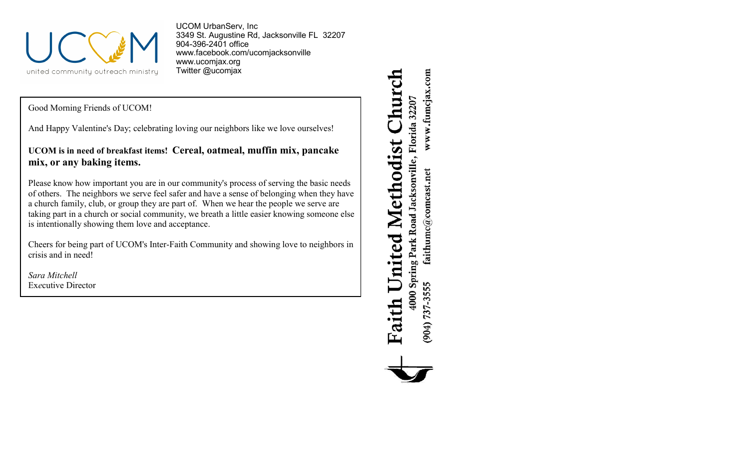UCOM
united community outreach ministry

UCOM UrbanServ, Inc
3349 St. Augustine Rd, Jacksonville FL 32207
904-396-2401 office
www.facebook.com/ucomjacksonville
www.ucomjax.org
Twitter @ucomjax

Good Morning Friends of UCOM!

And Happy Valentine's Day; celebrating loving our neighbors like we love ourselves!

**UCOM is in need of breakfast items! Cereal, oatmeal, muffin mix, pancake mix, or any baking items.**

Please know how important you are in our community's process of serving the basic needs of others. The neighbors we serve feel safer and have a sense of belonging when they have a church family, club, or group they are part of. When we hear the people we serve are taking part in a church or social community, we breath a little easier knowing someone else is intentionally showing them love and acceptance.

Cheers for being part of UCOM's Inter-Faith Community and showing love to neighbors in crisis and in need!

*Sara Mitchell*
Executive Director

**Faith United Methodist Church**
**4000 Spring Park Road Jacksonville, Florida 32207**
**(904) 737-3555 faithumc@comcast.net www.fumcjax.com**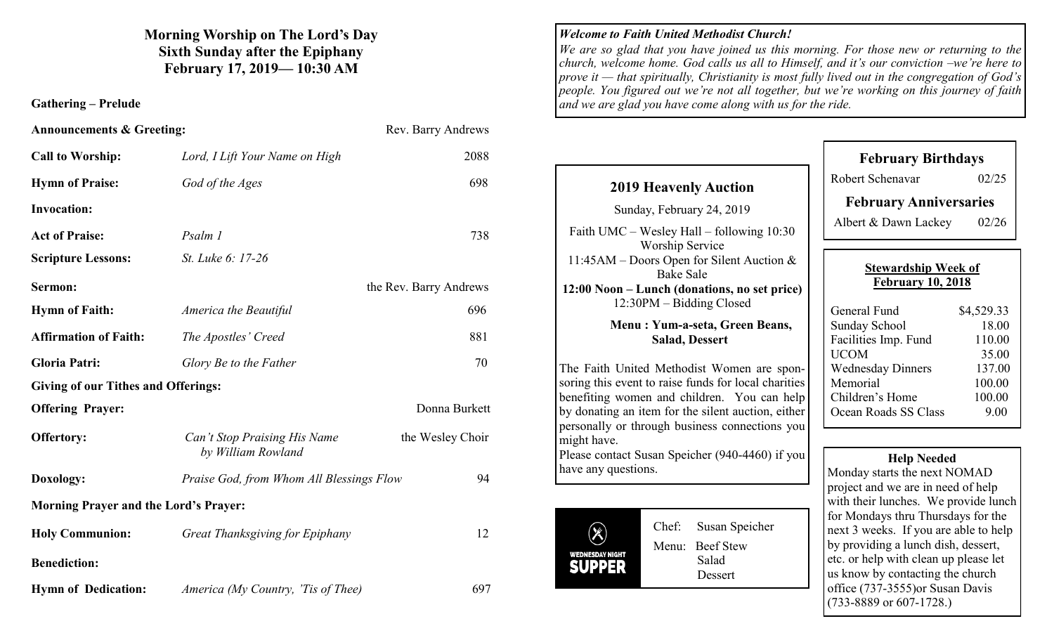# Morning Worship on The Lord's Day
## Sixth Sunday after the Epiphany
## February 17, 2019— 10:30 AM

**Gathering – Prelude**

| | | |
|---|---|---|
| **Announcements & Greeting:** | | Rev. Barry Andrews |
| **Call to Worship:** | *Lord, I Lift Your Name on High* | 2088 |
| **Hymn of Praise:** | *God of the Ages* | 698 |
| **Invocation:** | | |
| **Act of Praise:** | *Psalm 1* | 738 |
| **Scripture Lessons:** | *St. Luke 6: 17-26* | |
| **Sermon:** | | the Rev. Barry Andrews |
| **Hymn of Faith:** | *America the Beautiful* | 696 |
| **Affirmation of Faith:** | *The Apostles' Creed* | 881 |
| **Gloria Patri:** | *Glory Be to the Father* | 70 |

**Giving of our Tithes and Offerings:**

| | | |
|---|---|---|
| **Offering Prayer:** | | Donna Burkett |
| **Offertory:** | *Can't Stop Praising His Name* *by William Rowland* | the Wesley Choir |
| **Doxology:** | *Praise God, from Whom All Blessings Flow* | 94 |

**Morning Prayer and the Lord's Prayer:**

| | | |
|---|---|---|
| **Holy Communion:** | *Great Thanksgiving for Epiphany* | 12 |
| **Benediction:** | | |
| **Hymn of Dedication:** | *America (My Country, 'Tis of Thee)* | 697 |

***Welcome to Faith United Methodist Church!***

*We are so glad that you have joined us this morning. For those new or returning to the church, welcome home. God calls us all to Himself, and it's our conviction –we're here to prove it — that spiritually, Christianity is most fully lived out in the congregation of God's people. You figured out we're not all together, but we're working on this journey of faith and we are glad you have come along with us for the ride.*

## 2019 Heavenly Auction

Sunday, February 24, 2019

Faith UMC – Wesley Hall – following 10:30 Worship Service

11:45AM – Doors Open for Silent Auction & Bake Sale

**12:00 Noon – Lunch (donations, no set price)**

12:30PM – Bidding Closed

**Menu : Yum-a-seta, Green Beans, Salad, Dessert**

The Faith United Methodist Women are sponsoring this event to raise funds for local charities benefiting women and children. You can help by donating an item for the silent auction, either personally or through business connections you might have.

Please contact Susan Speicher (940-4460) if you have any questions.

**WEDNESDAY NIGHT SUPPER**

Chef: Susan Speicher

Menu: Beef Stew
Salad
Dessert

## February Birthdays

Robert Schenavar 02/25

## February Anniversaries

Albert & Dawn Lackey 02/26

**Stewardship Week of February 10, 2018**

| | |
|---|---|
| General Fund | $4,529.33 |
| Sunday School | 18.00 |
| Facilities Imp. Fund | 110.00 |
| UCOM | 35.00 |
| Wednesday Dinners | 137.00 |
| Memorial | 100.00 |
| Children's Home | 100.00 |
| Ocean Roads SS Class | 9.00 |

**Help Needed**

Monday starts the next NOMAD project and we are in need of help with their lunches. We provide lunch for Mondays thru Thursdays for the next 3 weeks. If you are able to help by providing a lunch dish, dessert, etc. or help with clean up please let us know by contacting the church office (737-3555)or Susan Davis (733-8889 or 607-1728.)